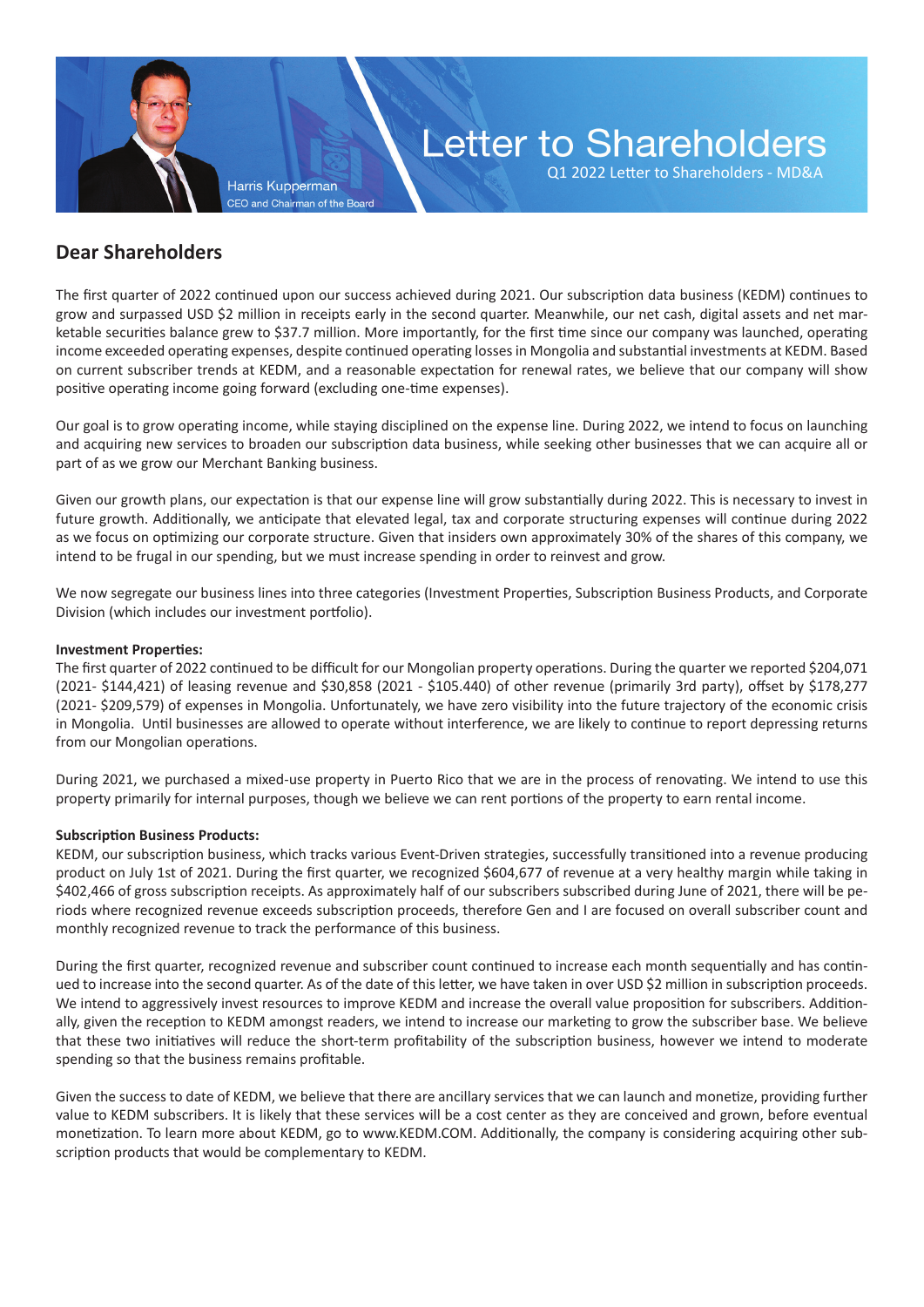Harris Kupperman
CEO and Chairman of the Board

# Letter to Shareholders

Q1 2022 Letter to Shareholders - MD&A

## Dear Shareholders

The first quarter of 2022 continued upon our success achieved during 2021. Our subscription data business (KEDM) continues to grow and surpassed USD $2 million in receipts early in the second quarter. Meanwhile, our net cash, digital assets and net marketable securities balance grew to $37.7 million. More importantly, for the first time since our company was launched, operating income exceeded operating expenses, despite continued operating losses in Mongolia and substantial investments at KEDM. Based on current subscriber trends at KEDM, and a reasonable expectation for renewal rates, we believe that our company will show positive operating income going forward (excluding one-time expenses).

Our goal is to grow operating income, while staying disciplined on the expense line. During 2022, we intend to focus on launching and acquiring new services to broaden our subscription data business, while seeking other businesses that we can acquire all or part of as we grow our Merchant Banking business.

Given our growth plans, our expectation is that our expense line will grow substantially during 2022. This is necessary to invest in future growth. Additionally, we anticipate that elevated legal, tax and corporate structuring expenses will continue during 2022 as we focus on optimizing our corporate structure. Given that insiders own approximately 30% of the shares of this company, we intend to be frugal in our spending, but we must increase spending in order to reinvest and grow.

We now segregate our business lines into three categories (Investment Properties, Subscription Business Products, and Corporate Division (which includes our investment portfolio).

**Investment Properties:**
The first quarter of 2022 continued to be difficult for our Mongolian property operations. During the quarter we reported $204,071 (2021- $144,421) of leasing revenue and $30,858 (2021 - $105.440) of other revenue (primarily 3rd party), offset by $178,277 (2021- $209,579) of expenses in Mongolia. Unfortunately, we have zero visibility into the future trajectory of the economic crisis in Mongolia. Until businesses are allowed to operate without interference, we are likely to continue to report depressing returns from our Mongolian operations.

During 2021, we purchased a mixed-use property in Puerto Rico that we are in the process of renovating. We intend to use this property primarily for internal purposes, though we believe we can rent portions of the property to earn rental income.

**Subscription Business Products:**
KEDM, our subscription business, which tracks various Event-Driven strategies, successfully transitioned into a revenue producing product on July 1st of 2021. During the first quarter, we recognized $604,677 of revenue at a very healthy margin while taking in $402,466 of gross subscription receipts. As approximately half of our subscribers subscribed during June of 2021, there will be periods where recognized revenue exceeds subscription proceeds, therefore Gen and I are focused on overall subscriber count and monthly recognized revenue to track the performance of this business.

During the first quarter, recognized revenue and subscriber count continued to increase each month sequentially and has continued to increase into the second quarter. As of the date of this letter, we have taken in over USD $2 million in subscription proceeds. We intend to aggressively invest resources to improve KEDM and increase the overall value proposition for subscribers. Additionally, given the reception to KEDM amongst readers, we intend to increase our marketing to grow the subscriber base. We believe that these two initiatives will reduce the short-term profitability of the subscription business, however we intend to moderate spending so that the business remains profitable.

Given the success to date of KEDM, we believe that there are ancillary services that we can launch and monetize, providing further value to KEDM subscribers. It is likely that these services will be a cost center as they are conceived and grown, before eventual monetization. To learn more about KEDM, go to www.KEDM.COM. Additionally, the company is considering acquiring other subscription products that would be complementary to KEDM.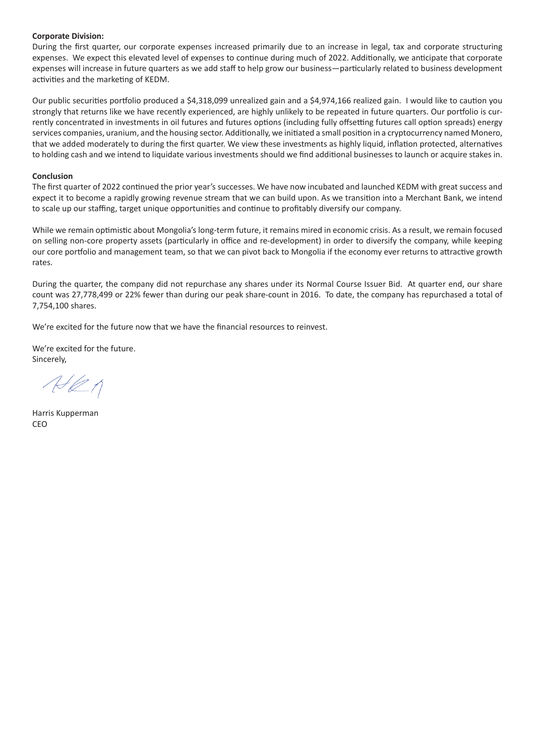**Corporate Division:**

During the first quarter, our corporate expenses increased primarily due to an increase in legal, tax and corporate structuring expenses. We expect this elevated level of expenses to continue during much of 2022. Additionally, we anticipate that corporate expenses will increase in future quarters as we add staff to help grow our business—particularly related to business development activities and the marketing of KEDM.

Our public securities portfolio produced a $4,318,099 unrealized gain and a $4,974,166 realized gain. I would like to caution you strongly that returns like we have recently experienced, are highly unlikely to be repeated in future quarters. Our portfolio is currently concentrated in investments in oil futures and futures options (including fully offsetting futures call option spreads) energy services companies, uranium, and the housing sector. Additionally, we initiated a small position in a cryptocurrency named Monero, that we added moderately to during the first quarter. We view these investments as highly liquid, inflation protected, alternatives to holding cash and we intend to liquidate various investments should we find additional businesses to launch or acquire stakes in.

**Conclusion**

The first quarter of 2022 continued the prior year's successes. We have now incubated and launched KEDM with great success and expect it to become a rapidly growing revenue stream that we can build upon. As we transition into a Merchant Bank, we intend to scale up our staffing, target unique opportunities and continue to profitably diversify our company.

While we remain optimistic about Mongolia's long-term future, it remains mired in economic crisis. As a result, we remain focused on selling non-core property assets (particularly in office and re-development) in order to diversify the company, while keeping our core portfolio and management team, so that we can pivot back to Mongolia if the economy ever returns to attractive growth rates.

During the quarter, the company did not repurchase any shares under its Normal Course Issuer Bid. At quarter end, our share count was 27,778,499 or 22% fewer than during our peak share-count in 2016. To date, the company has repurchased a total of 7,754,100 shares.

We're excited for the future now that we have the financial resources to reinvest.

We're excited for the future.
Sincerely,

Harris Kupperman
CEO